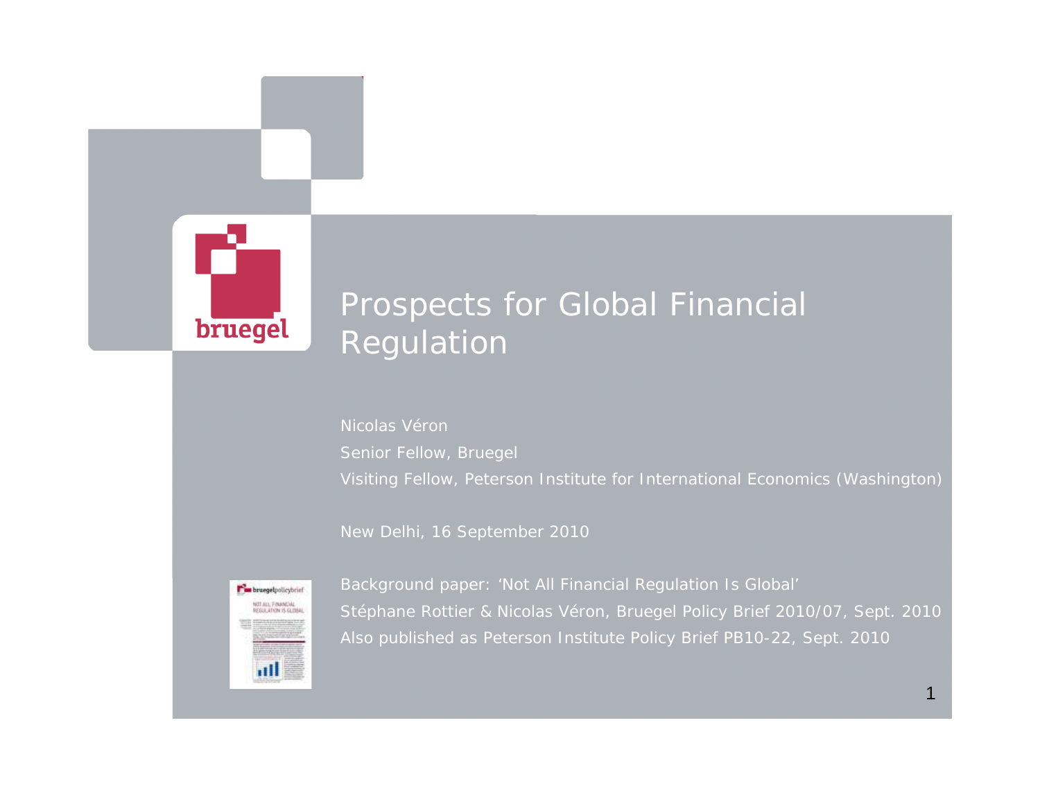# Prospects for Global Financial Regulation

Nicolas Véron

Senior Fellow, Bruegel

Visiting Fellow, Peterson Institute for International Economics (Washington)

New Delhi, 16 September 2010

Background paper: 'Not All Financial Regulation Is Global'

Stéphane Rottier & Nicolas Véron, Bruegel Policy Brief 2010/07, Sept. 2010

Also published as Peterson Institute Policy Brief PB10-22, Sept. 2010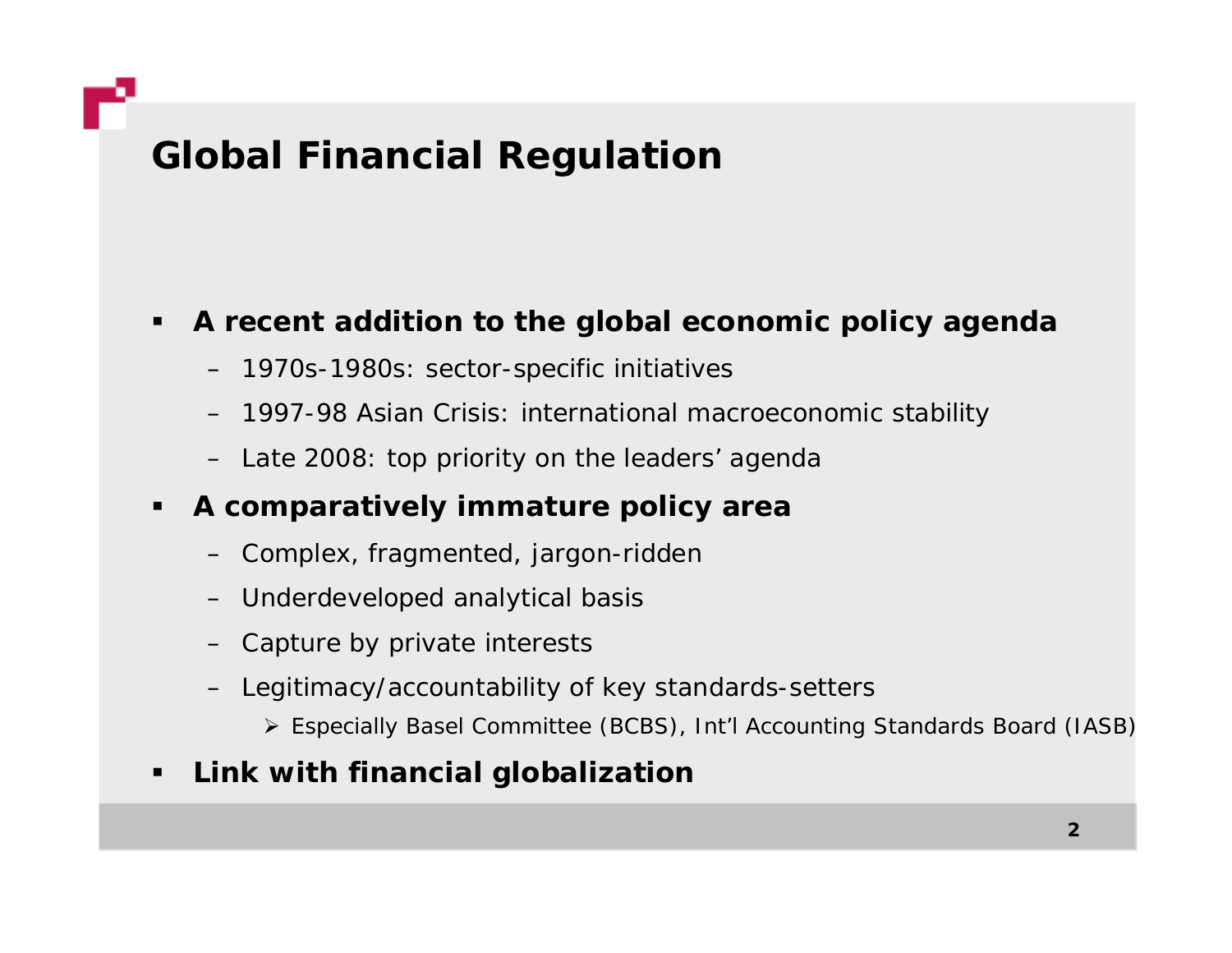# Global Financial Regulation

- **A recent addition to the global economic policy agenda**
  - 1970s-1980s: sector-specific initiatives
  - 1997-98 Asian Crisis: international macroeconomic stability
  - Late 2008: top priority on the leaders' agenda
- **A comparatively immature policy area**
  - Complex, fragmented, jargon-ridden
  - Underdeveloped analytical basis
  - Capture by private interests
  - Legitimacy/accountability of key standards-setters
    - Especially Basel Committee (BCBS), Int'l Accounting Standards Board (IASB)
- **Link with financial globalization**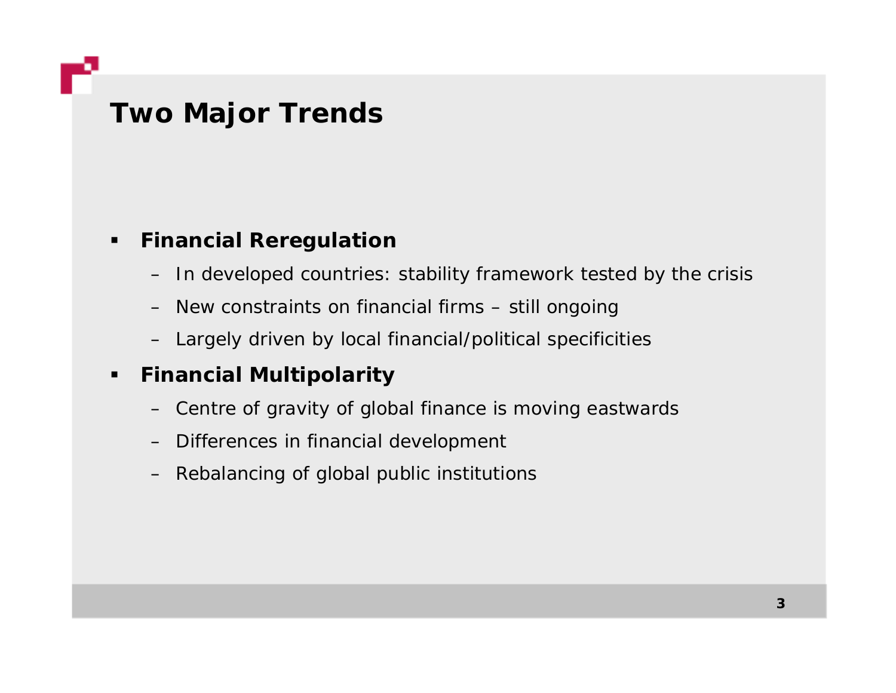# Two Major Trends

- **Financial Reregulation**
  - In developed countries: stability framework tested by the crisis
  - New constraints on financial firms – still ongoing
  - Largely driven by local financial/political specificities
- **Financial Multipolarity**
  - Centre of gravity of global finance is moving eastwards
  - Differences in financial development
  - Rebalancing of global public institutions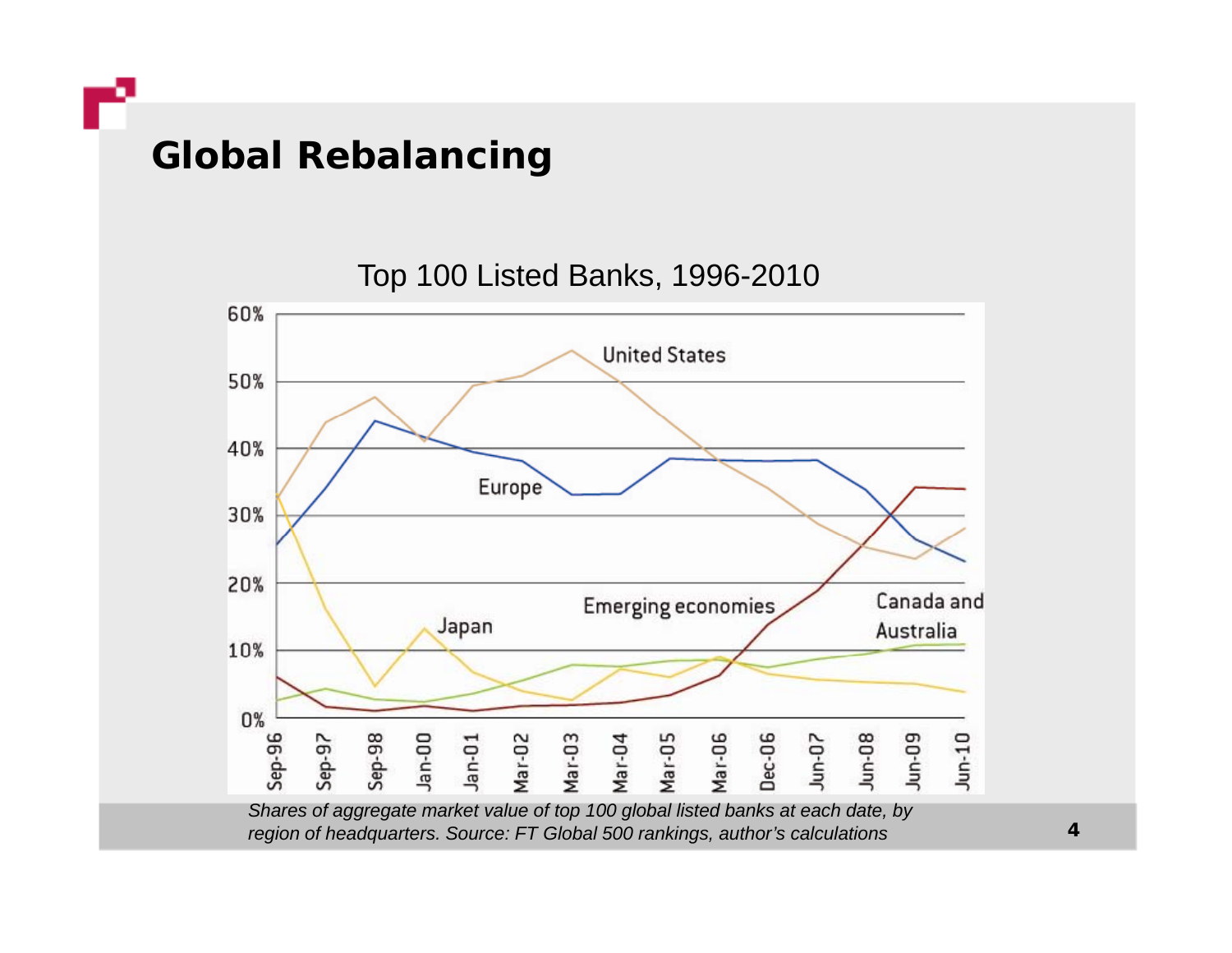# Global Rebalancing

Top 100 Listed Banks, 1996-2010

*Shares of aggregate market value of top 100 global listed banks at each date, by region of headquarters. Source: FT Global 500 rankings, author's calculations*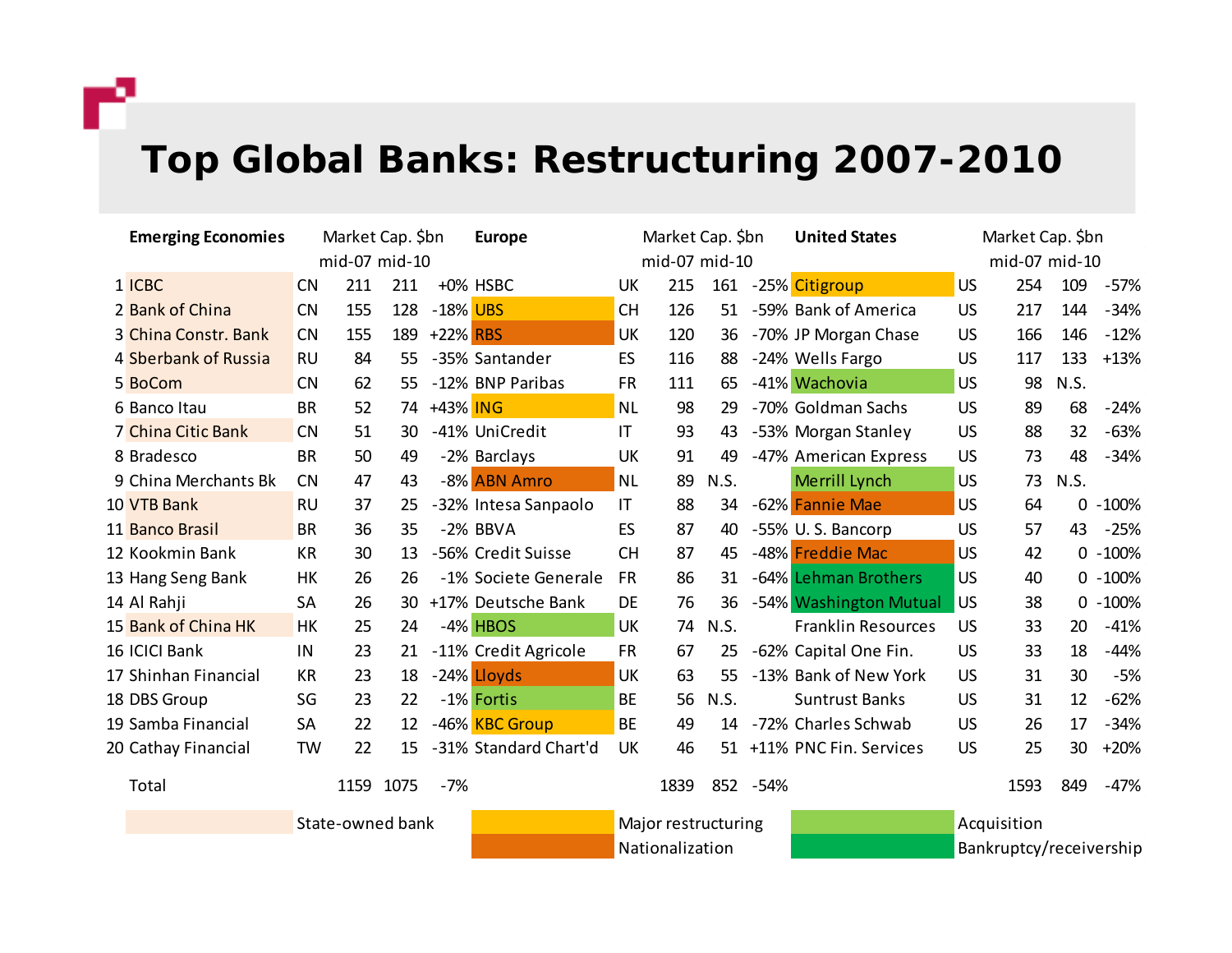# Top Global Banks: Restructuring 2007-2010

| # | Emerging Economies | | Market Cap. $bn mid-07 | mid-10 | | Europe | | Market Cap. $bn mid-07 | mid-10 | | United States | | Market Cap. $bn mid-07 | mid-10 | |
|---|---|---|---|---|---|---|---|---|---|---|---|---|---|---|---|
| 1 | ICBC | CN | 211 | 211 | +0% | HSBC | UK | 215 | 161 | -25% | Citigroup | US | 254 | 109 | -57% |
| 2 | Bank of China | CN | 155 | 128 | -18% | UBS | CH | 126 | 51 | -59% | Bank of America | US | 217 | 144 | -34% |
| 3 | China Constr. Bank | CN | 155 | 189 | +22% | RBS | UK | 120 | 36 | -70% | JP Morgan Chase | US | 166 | 146 | -12% |
| 4 | Sberbank of Russia | RU | 84 | 55 | -35% | Santander | ES | 116 | 88 | -24% | Wells Fargo | US | 117 | 133 | +13% |
| 5 | BoCom | CN | 62 | 55 | -12% | BNP Paribas | FR | 111 | 65 | -41% | Wachovia | US | 98 | N.S. | |
| 6 | Banco Itau | BR | 52 | 74 | +43% | ING | NL | 98 | 29 | -70% | Goldman Sachs | US | 89 | 68 | -24% |
| 7 | China Citic Bank | CN | 51 | 30 | -41% | UniCredit | IT | 93 | 43 | -53% | Morgan Stanley | US | 88 | 32 | -63% |
| 8 | Bradesco | BR | 50 | 49 | -2% | Barclays | UK | 91 | 49 | -47% | American Express | US | 73 | 48 | -34% |
| 9 | China Merchants Bk | CN | 47 | 43 | -8% | ABN Amro | NL | 89 | N.S. | | Merrill Lynch | US | 73 | N.S. | |
| 10 | VTB Bank | RU | 37 | 25 | -32% | Intesa Sanpaolo | IT | 88 | 34 | -62% | Fannie Mae | US | 64 | 0 | -100% |
| 11 | Banco Brasil | BR | 36 | 35 | -2% | BBVA | ES | 87 | 40 | -55% | U. S. Bancorp | US | 57 | 43 | -25% |
| 12 | Kookmin Bank | KR | 30 | 13 | -56% | Credit Suisse | CH | 87 | 45 | -48% | Freddie Mac | US | 42 | 0 | -100% |
| 13 | Hang Seng Bank | HK | 26 | 26 | -1% | Societe Generale | FR | 86 | 31 | -64% | Lehman Brothers | US | 40 | 0 | -100% |
| 14 | Al Rahji | SA | 26 | 30 | +17% | Deutsche Bank | DE | 76 | 36 | -54% | Washington Mutual | US | 38 | 0 | -100% |
| 15 | Bank of China HK | HK | 25 | 24 | -4% | HBOS | UK | 74 | N.S. | | Franklin Resources | US | 33 | 20 | -41% |
| 16 | ICICI Bank | IN | 23 | 21 | -11% | Credit Agricole | FR | 67 | 25 | -62% | Capital One Fin. | US | 33 | 18 | -44% |
| 17 | Shinhan Financial | KR | 23 | 18 | -24% | Lloyds | UK | 63 | 55 | -13% | Bank of New York | US | 31 | 30 | -5% |
| 18 | DBS Group | SG | 23 | 22 | -1% | Fortis | BE | 56 | N.S. | | Suntrust Banks | US | 31 | 12 | -62% |
| 19 | Samba Financial | SA | 22 | 12 | -46% | KBC Group | BE | 49 | 14 | -72% | Charles Schwab | US | 26 | 17 | -34% |
| 20 | Cathay Financial | TW | 22 | 15 | -31% | Standard Chart'd | UK | 46 | 51 | +11% | PNC Fin. Services | US | 25 | 30 | +20% |
| | Total | | 1159 | 1075 | -7% | | | 1839 | 852 | -54% | | | 1593 | 849 | -47% |

Legend:
- State-owned bank: ICBC, Bank of China, China Constr. Bank, Sberbank of Russia, BoCom, China Citic Bank, VTB Bank, Banco Brasil, Bank of China HK
- Major restructuring: UBS, ING, KBC Group, Citigroup
- Nationalization: RBS, ABN Amro, Lloyds, Fannie Mae, Freddie Mac
- Acquisition: HBOS, Fortis, Wachovia, Merrill Lynch
- Bankruptcy/receivership: Lehman Brothers, Washington Mutual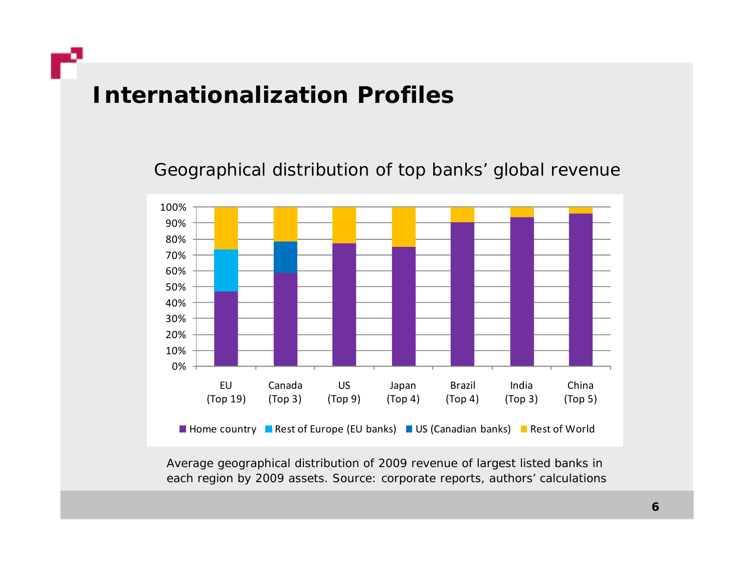# Internationalization Profiles

Geographical distribution of top banks' global revenue

| | EU (Top 19) | Canada (Top 3) | US (Top 9) | Japan (Top 4) | Brazil (Top 4) | India (Top 3) | China (Top 5) |
|---|---|---|---|---|---|---|---|
| Home country | 47% | 59% | 77% | 75% | 90% | 93% | 96% |
| Rest of Europe (EU banks) | 26% | | | | | | |
| US (Canadian banks) | | 19% | | | | | |
| Rest of World | 27% | 22% | 23% | 25% | 10% | 7% | 4% |

Average geographical distribution of 2009 revenue of largest listed banks in each region by 2009 assets. Source: corporate reports, authors' calculations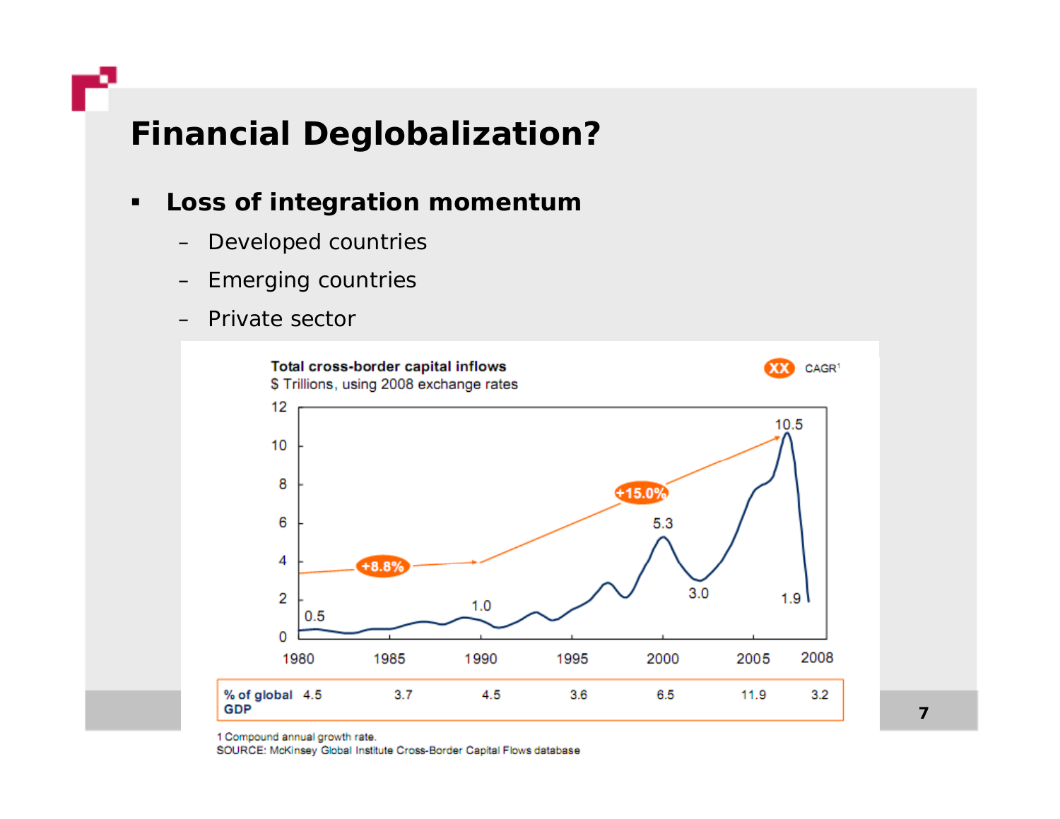# Financial Deglobalization?

- **Loss of integration momentum**
  - Developed countries
  - Emerging countries
  - Private sector

**Total cross-border capital inflows**
$ Trillions, using 2008 exchange rates

XX CAGR[1]

| % of global GDP | 1980 | 1985 | 1990 | 1995 | 2000 | 2005 | 2008 |
|---|---|---|---|---|---|---|---|
| | 4.5 | 3.7 | 4.5 | 3.6 | 6.5 | 11.9 | 3.2 |

1 Compound annual growth rate.
SOURCE: McKinsey Global Institute Cross-Border Capital Flows database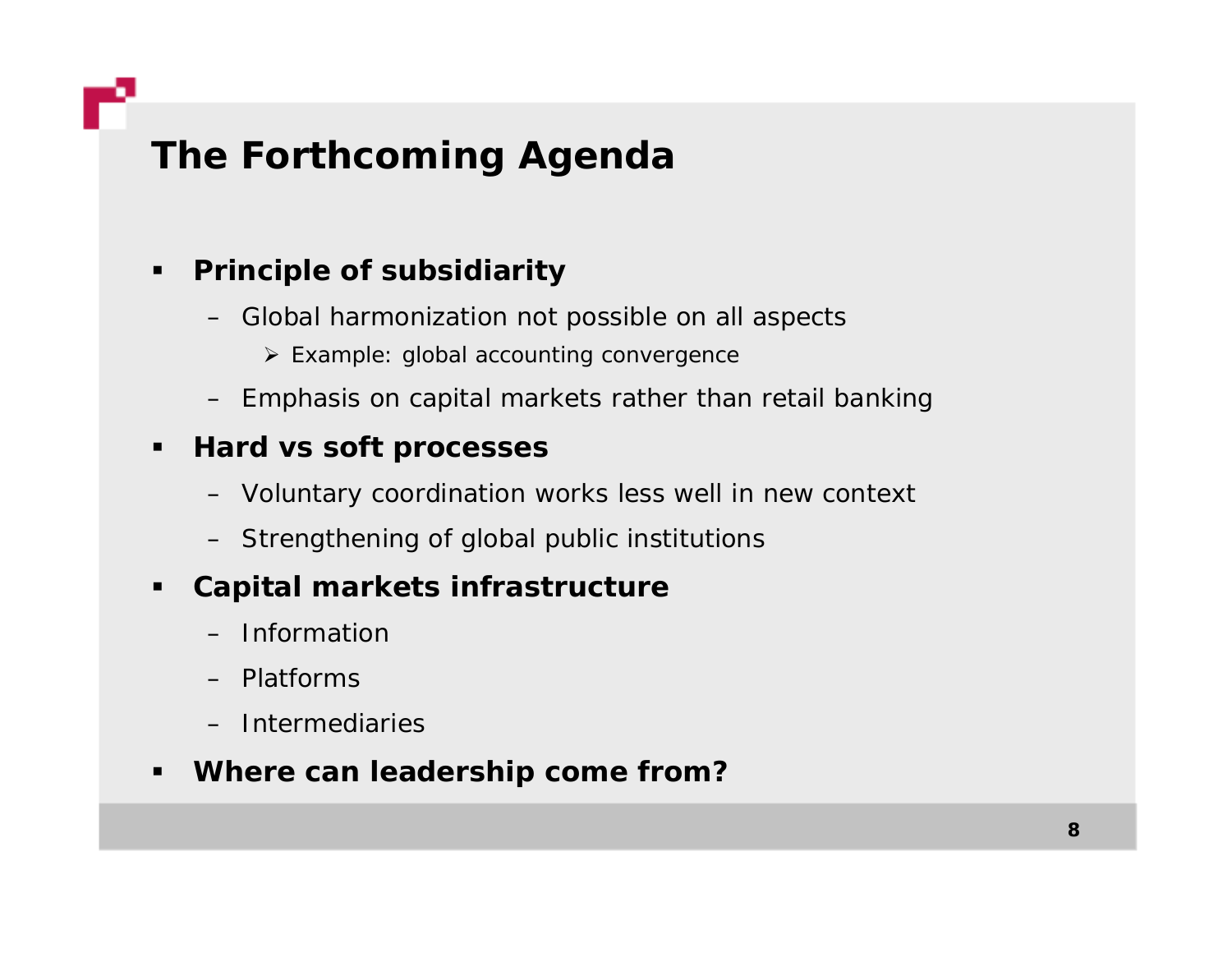# The Forthcoming Agenda

- **Principle of subsidiarity**
  - Global harmonization not possible on all aspects
    - Example: global accounting convergence
  - Emphasis on capital markets rather than retail banking
- **Hard vs soft processes**
  - Voluntary coordination works less well in new context
  - Strengthening of global public institutions
- **Capital markets infrastructure**
  - Information
  - Platforms
  - Intermediaries
- **Where can leadership come from?**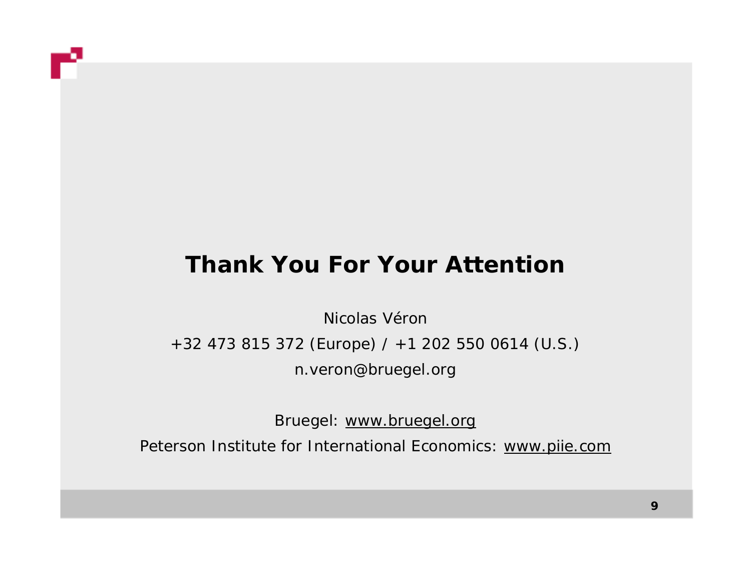# Thank You For Your Attention

Nicolas Véron

+32 473 815 372 (Europe) / +1 202 550 0614 (U.S.)

n.veron@bruegel.org

Bruegel: www.bruegel.org

Peterson Institute for International Economics: www.piie.com